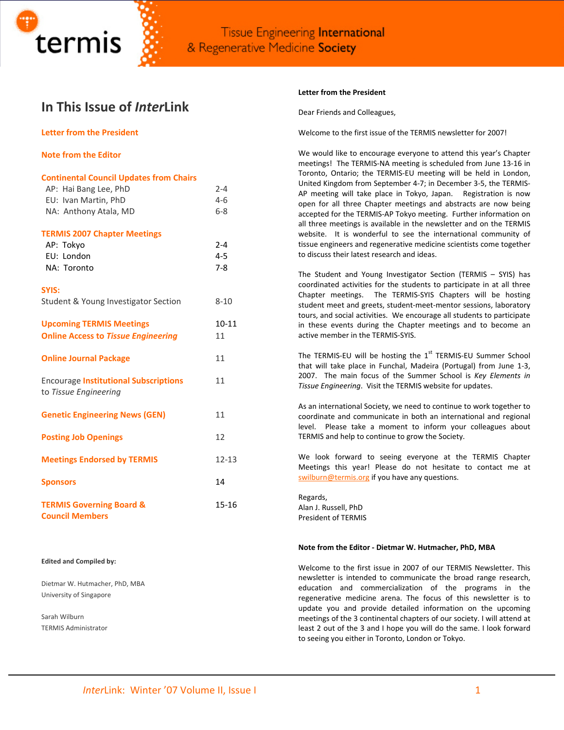termis

Tissue Engineering **International** & Regenerative Medicine **Society**

## In This Issue of *Inter*Link

| | |
|---|---|
| **Letter from the President** | |
| **Note from the Editor** | |
| **Continental Council Updates from Chairs** | |
| AP: Hai Bang Lee, PhD | 2-4 |
| EU: Ivan Martin, PhD | 4-6 |
| NA: Anthony Atala, MD | 6-8 |
| **TERMIS 2007 Chapter Meetings** | |
| AP: Tokyo | 2-4 |
| EU: London | 4-5 |
| NA: Toronto | 7-8 |
| **SYIS:** Student & Young Investigator Section | 8-10 |
| **Upcoming TERMIS Meetings** | 10-11 |
| **Online Access to *Tissue Engineering*** | 11 |
| **Online Journal Package** | 11 |
| Encourage **Institutional Subscriptions** to *Tissue Engineering* | 11 |
| **Genetic Engineering News (GEN)** | 11 |
| **Posting Job Openings** | 12 |
| **Meetings Endorsed by TERMIS** | 12-13 |
| **Sponsors** | 14 |
| **TERMIS Governing Board & Council Members** | 15-16 |

**Edited and Compiled by:**

Dietmar W. Hutmacher, PhD, MBA
University of Singapore

Sarah Wilburn
TERMIS Administrator

### Letter from the President

Dear Friends and Colleagues,

Welcome to the first issue of the TERMIS newsletter for 2007!

We would like to encourage everyone to attend this year's Chapter meetings! The TERMIS-NA meeting is scheduled from June 13-16 in Toronto, Ontario; the TERMIS-EU meeting will be held in London, United Kingdom from September 4-7; in December 3-5, the TERMIS-AP meeting will take place in Tokyo, Japan. Registration is now open for all three Chapter meetings and abstracts are now being accepted for the TERMIS-AP Tokyo meeting. Further information on all three meetings is available in the newsletter and on the TERMIS website. It is wonderful to see the international community of tissue engineers and regenerative medicine scientists come together to discuss their latest research and ideas.

The Student and Young Investigator Section (TERMIS – SYIS) has coordinated activities for the students to participate in at all three Chapter meetings. The TERMIS-SYIS Chapters will be hosting student meet and greets, student-meet-mentor sessions, laboratory tours, and social activities. We encourage all students to participate in these events during the Chapter meetings and to become an active member in the TERMIS-SYIS.

The TERMIS-EU will be hosting the 1st TERMIS-EU Summer School that will take place in Funchal, Madeira (Portugal) from June 1-3, 2007. The main focus of the Summer School is *Key Elements in Tissue Engineering*. Visit the TERMIS website for updates.

As an international Society, we need to continue to work together to coordinate and communicate in both an international and regional level. Please take a moment to inform your colleagues about TERMIS and help to continue to grow the Society.

We look forward to seeing everyone at the TERMIS Chapter Meetings this year! Please do not hesitate to contact me at swilburn@termis.org if you have any questions.

Regards,
Alan J. Russell, PhD
President of TERMIS

### Note from the Editor - Dietmar W. Hutmacher, PhD, MBA

Welcome to the first issue in 2007 of our TERMIS Newsletter. This newsletter is intended to communicate the broad range research, education and commercialization of the programs in the regenerative medicine arena. The focus of this newsletter is to update you and provide detailed information on the upcoming meetings of the 3 continental chapters of our society. I will attend at least 2 out of the 3 and I hope you will do the same. I look forward to seeing you either in Toronto, London or Tokyo.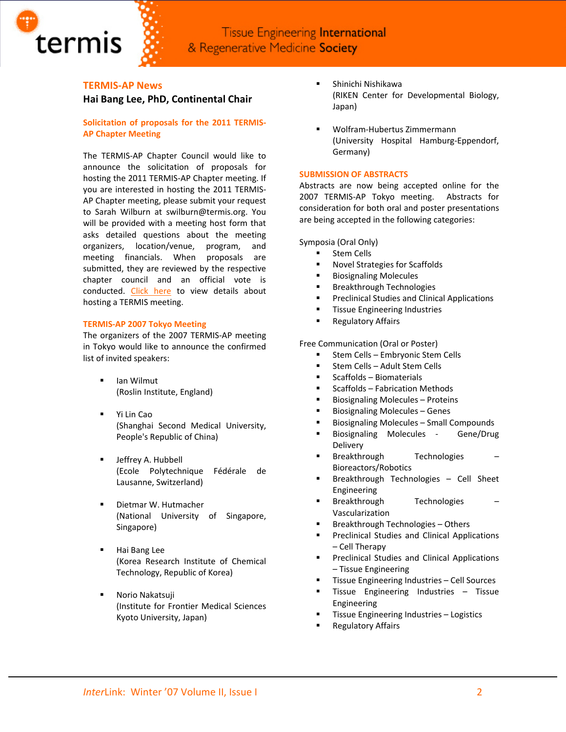## TERMIS-AP News

**Hai Bang Lee, PhD, Continental Chair**

### Solicitation of proposals for the 2011 TERMIS-AP Chapter Meeting

The TERMIS-AP Chapter Council would like to announce the solicitation of proposals for hosting the 2011 TERMIS-AP Chapter meeting. If you are interested in hosting the 2011 TERMIS-AP Chapter meeting, please submit your request to Sarah Wilburn at swilburn@termis.org. You will be provided with a meeting host form that asks detailed questions about the meeting organizers, location/venue, program, and meeting financials. When proposals are submitted, they are reviewed by the respective chapter council and an official vote is conducted. Click here to view details about hosting a TERMIS meeting.

### TERMIS-AP 2007 Tokyo Meeting

The organizers of the 2007 TERMIS-AP meeting in Tokyo would like to announce the confirmed list of invited speakers:

- Ian Wilmut
  (Roslin Institute, England)
- Yi Lin Cao
  (Shanghai Second Medical University, People's Republic of China)
- Jeffrey A. Hubbell
  (Ecole Polytechnique Fédérale de Lausanne, Switzerland)
- Dietmar W. Hutmacher
  (National University of Singapore, Singapore)
- Hai Bang Lee
  (Korea Research Institute of Chemical Technology, Republic of Korea)
- Norio Nakatsuji
  (Institute for Frontier Medical Sciences Kyoto University, Japan)
- Shinichi Nishikawa
  (RIKEN Center for Developmental Biology, Japan)
- Wolfram-Hubertus Zimmermann
  (University Hospital Hamburg-Eppendorf, Germany)

### SUBMISSION OF ABSTRACTS

Abstracts are now being accepted online for the 2007 TERMIS-AP Tokyo meeting. Abstracts for consideration for both oral and poster presentations are being accepted in the following categories:

Symposia (Oral Only)

- Stem Cells
- Novel Strategies for Scaffolds
- Biosignaling Molecules
- Breakthrough Technologies
- Preclinical Studies and Clinical Applications
- Tissue Engineering Industries
- Regulatory Affairs

Free Communication (Oral or Poster)

- Stem Cells – Embryonic Stem Cells
- Stem Cells – Adult Stem Cells
- Scaffolds – Biomaterials
- Scaffolds – Fabrication Methods
- Biosignaling Molecules – Proteins
- Biosignaling Molecules – Genes
- Biosignaling Molecules – Small Compounds
- Biosignaling Molecules - Gene/Drug Delivery
- Breakthrough Technologies – Bioreactors/Robotics
- Breakthrough Technologies – Cell Sheet Engineering
- Breakthrough Technologies – Vascularization
- Breakthrough Technologies – Others
- Preclinical Studies and Clinical Applications – Cell Therapy
- Preclinical Studies and Clinical Applications – Tissue Engineering
- Tissue Engineering Industries – Cell Sources
- Tissue Engineering Industries – Tissue Engineering
- Tissue Engineering Industries – Logistics
- Regulatory Affairs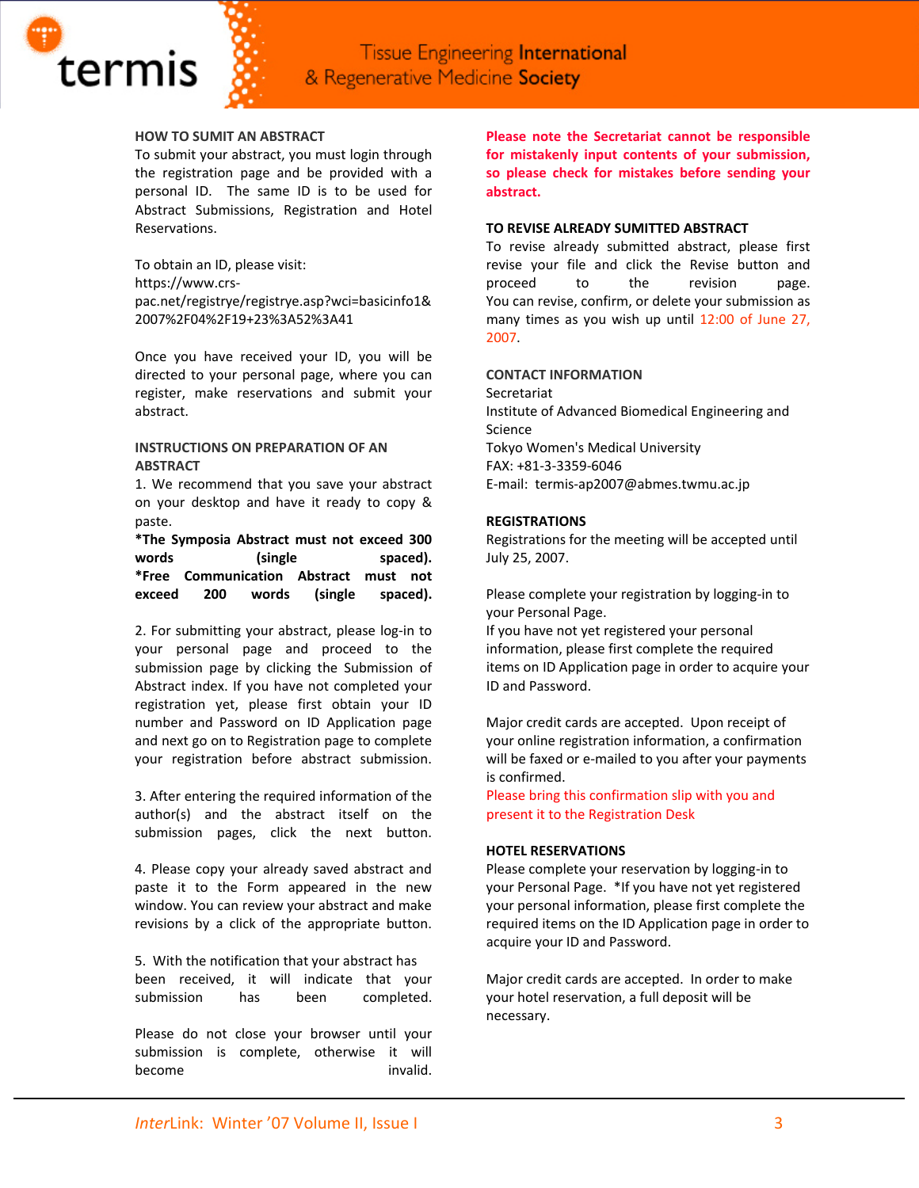### HOW TO SUMIT AN ABSTRACT

To submit your abstract, you must login through the registration page and be provided with a personal ID. The same ID is to be used for Abstract Submissions, Registration and Hotel Reservations.

To obtain an ID, please visit:
https://www.crs-pac.net/registrye/registrye.asp?wci=basicinfo1&2007%2F04%2F19+23%3A52%3A41

Once you have received your ID, you will be directed to your personal page, where you can register, make reservations and submit your abstract.

### INSTRUCTIONS ON PREPARATION OF AN ABSTRACT

1. We recommend that you save your abstract on your desktop and have it ready to copy & paste.

**\*The Symposia Abstract must not exceed 300 words (single spaced).**
**\*Free Communication Abstract must not exceed 200 words (single spaced).**

2. For submitting your abstract, please log-in to your personal page and proceed to the submission page by clicking the Submission of Abstract index. If you have not completed your registration yet, please first obtain your ID number and Password on ID Application page and next go on to Registration page to complete your registration before abstract submission.

3. After entering the required information of the author(s) and the abstract itself on the submission pages, click the next button.

4. Please copy your already saved abstract and paste it to the Form appeared in the new window. You can review your abstract and make revisions by a click of the appropriate button.

5. With the notification that your abstract has been received, it will indicate that your submission has been completed.

Please do not close your browser until your submission is complete, otherwise it will become invalid.

**Please note the Secretariat cannot be responsible for mistakenly input contents of your submission, so please check for mistakes before sending your abstract.**

### TO REVISE ALREADY SUMITTED ABSTRACT

To revise already submitted abstract, please first revise your file and click the Revise button and proceed to the revision page.
You can revise, confirm, or delete your submission as many times as you wish up until 12:00 of June 27, 2007.

### CONTACT INFORMATION

Secretariat
Institute of Advanced Biomedical Engineering and Science
Tokyo Women's Medical University
FAX: +81-3-3359-6046
E-mail: termis-ap2007@abmes.twmu.ac.jp

### REGISTRATIONS

Registrations for the meeting will be accepted until July 25, 2007.

Please complete your registration by logging-in to your Personal Page.
If you have not yet registered your personal information, please first complete the required items on ID Application page in order to acquire your ID and Password.

Major credit cards are accepted. Upon receipt of your online registration information, a confirmation will be faxed or e-mailed to you after your payments is confirmed.
Please bring this confirmation slip with you and present it to the Registration Desk

### HOTEL RESERVATIONS

Please complete your reservation by logging-in to your Personal Page. *If you have not yet registered your personal information, please first complete the required items on the ID Application page in order to acquire your ID and Password.

Major credit cards are accepted. In order to make your hotel reservation, a full deposit will be necessary.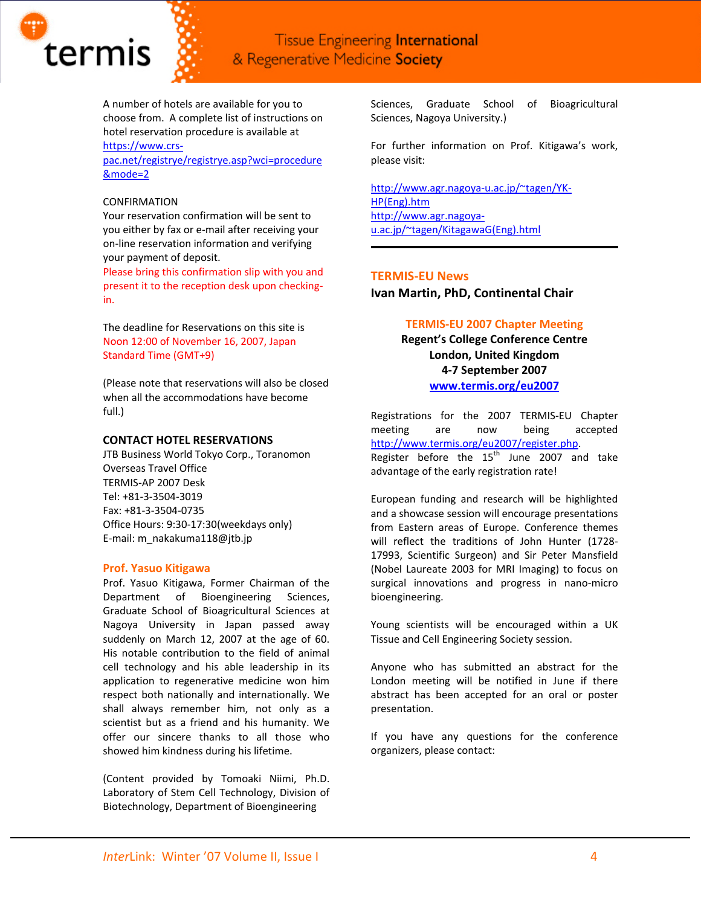A number of hotels are available for you to choose from. A complete list of instructions on hotel reservation procedure is available at https://www.crs-pac.net/registrye/registrye.asp?wci=procedure&mode=2

CONFIRMATION
Your reservation confirmation will be sent to you either by fax or e-mail after receiving your on-line reservation information and verifying your payment of deposit.
Please bring this confirmation slip with you and present it to the reception desk upon checking-in.

The deadline for Reservations on this site is Noon 12:00 of November 16, 2007, Japan Standard Time (GMT+9)

(Please note that reservations will also be closed when all the accommodations have become full.)

**CONTACT HOTEL RESERVATIONS**
JTB Business World Tokyo Corp., Toranomon Overseas Travel Office
TERMIS-AP 2007 Desk
Tel: +81-3-3504-3019
Fax: +81-3-3504-0735
Office Hours: 9:30-17:30(weekdays only)
E-mail: m_nakakuma118@jtb.jp

### Prof. Yasuo Kitigawa

Prof. Yasuo Kitigawa, Former Chairman of the Department of Bioengineering Sciences, Graduate School of Bioagricultural Sciences at Nagoya University in Japan passed away suddenly on March 12, 2007 at the age of 60. His notable contribution to the field of animal cell technology and his able leadership in its application to regenerative medicine won him respect both nationally and internationally. We shall always remember him, not only as a scientist but as a friend and his humanity. We offer our sincere thanks to all those who showed him kindness during his lifetime.

(Content provided by Tomoaki Niimi, Ph.D. Laboratory of Stem Cell Technology, Division of Biotechnology, Department of Bioengineering Sciences, Graduate School of Bioagricultural Sciences, Nagoya University.)

For further information on Prof. Kitigawa's work, please visit:

http://www.agr.nagoya-u.ac.jp/~tagen/YK-HP(Eng).htm
http://www.agr.nagoya-u.ac.jp/~tagen/KitagawaG(Eng).html

---

## TERMIS-EU News

**Ivan Martin, PhD, Continental Chair**

**TERMIS-EU 2007 Chapter Meeting**
**Regent's College Conference Centre**
**London, United Kingdom**
**4-7 September 2007**
**www.termis.org/eu2007**

Registrations for the 2007 TERMIS-EU Chapter meeting are now being accepted http://www.termis.org/eu2007/register.php. Register before the 15th June 2007 and take advantage of the early registration rate!

European funding and research will be highlighted and a showcase session will encourage presentations from Eastern areas of Europe. Conference themes will reflect the traditions of John Hunter (1728-17993, Scientific Surgeon) and Sir Peter Mansfield (Nobel Laureate 2003 for MRI Imaging) to focus on surgical innovations and progress in nano-micro bioengineering.

Young scientists will be encouraged within a UK Tissue and Cell Engineering Society session.

Anyone who has submitted an abstract for the London meeting will be notified in June if there abstract has been accepted for an oral or poster presentation.

If you have any questions for the conference organizers, please contact: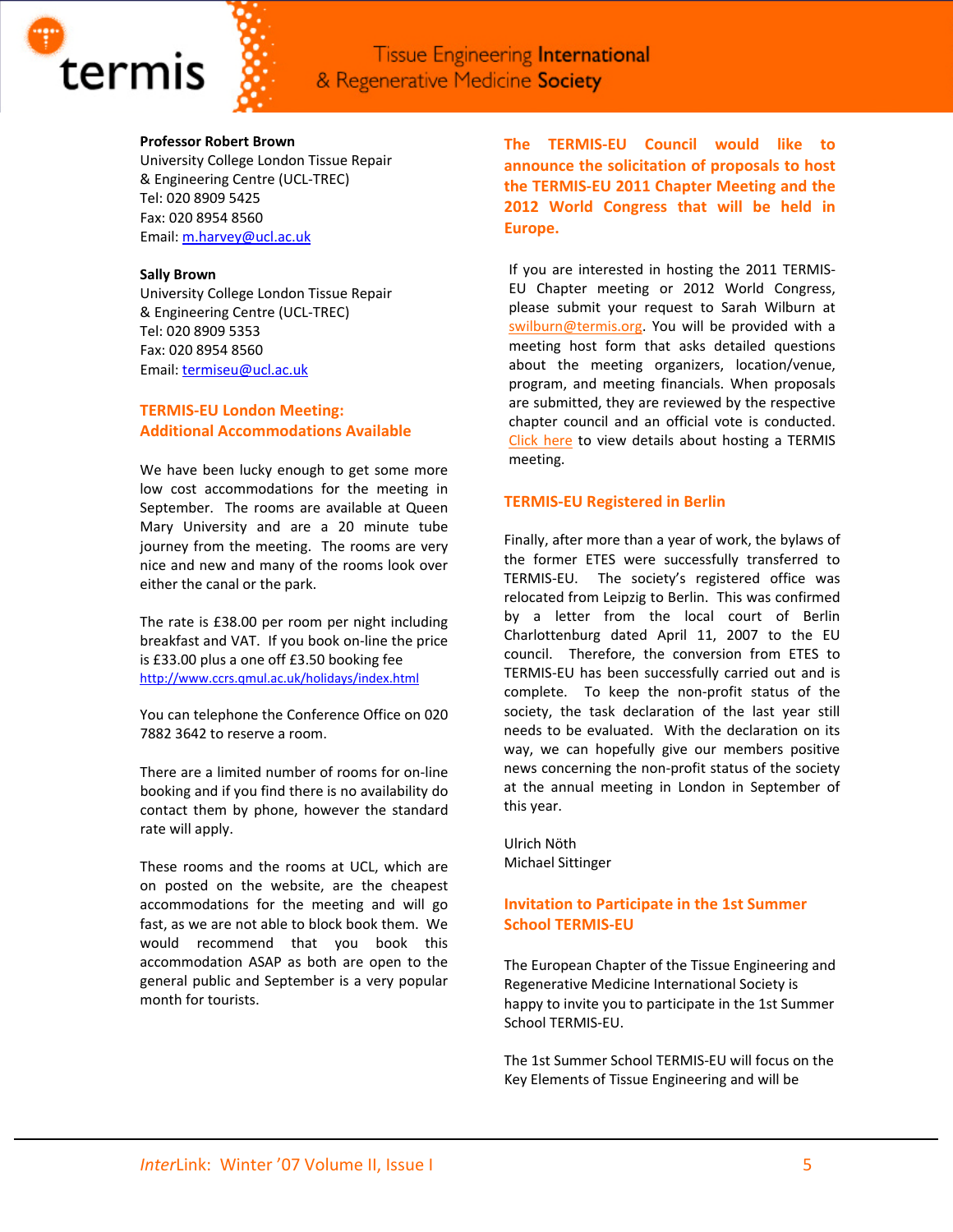**Professor Robert Brown**
University College London Tissue Repair & Engineering Centre (UCL-TREC)
Tel: 020 8909 5425
Fax: 020 8954 8560
Email: m.harvey@ucl.ac.uk

**Sally Brown**
University College London Tissue Repair & Engineering Centre (UCL-TREC)
Tel: 020 8909 5353
Fax: 020 8954 8560
Email: termiseu@ucl.ac.uk

## TERMIS-EU London Meeting: Additional Accommodations Available

We have been lucky enough to get some more low cost accommodations for the meeting in September. The rooms are available at Queen Mary University and are a 20 minute tube journey from the meeting. The rooms are very nice and new and many of the rooms look over either the canal or the park.

The rate is £38.00 per room per night including breakfast and VAT. If you book on-line the price is £33.00 plus a one off £3.50 booking fee
http://www.ccrs.qmul.ac.uk/holidays/index.html

You can telephone the Conference Office on 020 7882 3642 to reserve a room.

There are a limited number of rooms for on-line booking and if you find there is no availability do contact them by phone, however the standard rate will apply.

These rooms and the rooms at UCL, which are on posted on the website, are the cheapest accommodations for the meeting and will go fast, as we are not able to block book them. We would recommend that you book this accommodation ASAP as both are open to the general public and September is a very popular month for tourists.

## The TERMIS-EU Council would like to announce the solicitation of proposals to host the TERMIS-EU 2011 Chapter Meeting and the 2012 World Congress that will be held in Europe.

If you are interested in hosting the 2011 TERMIS-EU Chapter meeting or 2012 World Congress, please submit your request to Sarah Wilburn at swilburn@termis.org. You will be provided with a meeting host form that asks detailed questions about the meeting organizers, location/venue, program, and meeting financials. When proposals are submitted, they are reviewed by the respective chapter council and an official vote is conducted. Click here to view details about hosting a TERMIS meeting.

## TERMIS-EU Registered in Berlin

Finally, after more than a year of work, the bylaws of the former ETES were successfully transferred to TERMIS-EU. The society's registered office was relocated from Leipzig to Berlin. This was confirmed by a letter from the local court of Berlin Charlottenburg dated April 11, 2007 to the EU council. Therefore, the conversion from ETES to TERMIS-EU has been successfully carried out and is complete. To keep the non-profit status of the society, the task declaration of the last year still needs to be evaluated. With the declaration on its way, we can hopefully give our members positive news concerning the non-profit status of the society at the annual meeting in London in September of this year.

Ulrich Nöth
Michael Sittinger

## Invitation to Participate in the 1st Summer School TERMIS-EU

The European Chapter of the Tissue Engineering and Regenerative Medicine International Society is happy to invite you to participate in the 1st Summer School TERMIS-EU.

The 1st Summer School TERMIS-EU will focus on the Key Elements of Tissue Engineering and will be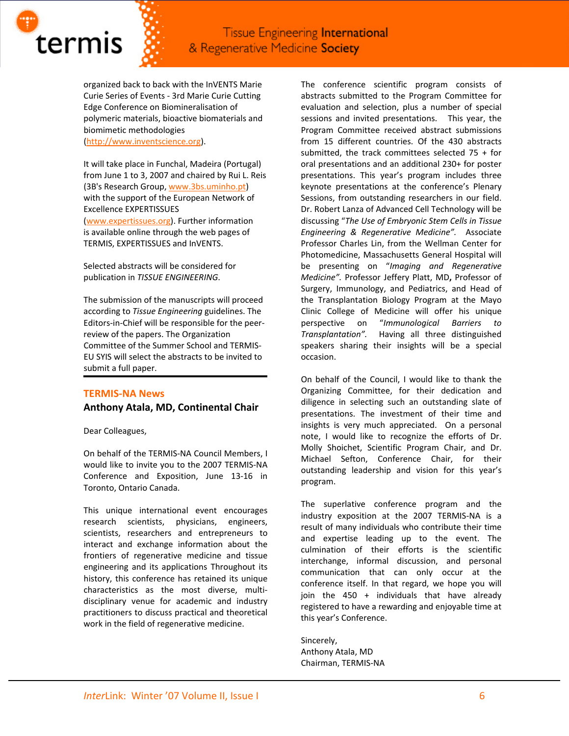organized back to back with the InVENTS Marie Curie Series of Events - 3rd Marie Curie Cutting Edge Conference on Biomineralisation of polymeric materials, bioactive biomaterials and biomimetic methodologies (http://www.inventscience.org).

It will take place in Funchal, Madeira (Portugal) from June 1 to 3, 2007 and chaired by Rui L. Reis (3B's Research Group, www.3bs.uminho.pt) with the support of the European Network of Excellence EXPERTISSUES (www.expertissues.org). Further information is available online through the web pages of TERMIS, EXPERTISSUES and InVENTS.

Selected abstracts will be considered for publication in *TISSUE ENGINEERING*.

The submission of the manuscripts will proceed according to *Tissue Engineering* guidelines. The Editors-in-Chief will be responsible for the peer-review of the papers. The Organization Committee of the Summer School and TERMIS-EU SYIS will select the abstracts to be invited to submit a full paper.

---

## TERMIS-NA News

### Anthony Atala, MD, Continental Chair

Dear Colleagues,

On behalf of the TERMIS-NA Council Members, I would like to invite you to the 2007 TERMIS-NA Conference and Exposition, June 13-16 in Toronto, Ontario Canada.

This unique international event encourages research scientists, physicians, engineers, scientists, researchers and entrepreneurs to interact and exchange information about the frontiers of regenerative medicine and tissue engineering and its applications Throughout its history, this conference has retained its unique characteristics as the most diverse, multi-disciplinary venue for academic and industry practitioners to discuss practical and theoretical work in the field of regenerative medicine.

The conference scientific program consists of abstracts submitted to the Program Committee for evaluation and selection, plus a number of special sessions and invited presentations. This year, the Program Committee received abstract submissions from 15 different countries. Of the 430 abstracts submitted, the track committees selected 75 + for oral presentations and an additional 230+ for poster presentations. This year's program includes three keynote presentations at the conference's Plenary Sessions, from outstanding researchers in our field. Dr. Robert Lanza of Advanced Cell Technology will be discussing *"The Use of Embryonic Stem Cells in Tissue Engineering & Regenerative Medicine"*. Associate Professor Charles Lin, from the Wellman Center for Photomedicine, Massachusetts General Hospital will be presenting on *"Imaging and Regenerative Medicine"*. Professor Jeffery Platt, MD**,** Professor of Surgery, Immunology, and Pediatrics, and Head of the Transplantation Biology Program at the Mayo Clinic College of Medicine will offer his unique perspective on *"Immunological Barriers to Transplantation"*. Having all three distinguished speakers sharing their insights will be a special occasion.

On behalf of the Council, I would like to thank the Organizing Committee, for their dedication and diligence in selecting such an outstanding slate of presentations. The investment of their time and insights is very much appreciated. On a personal note, I would like to recognize the efforts of Dr. Molly Shoichet, Scientific Program Chair, and Dr. Michael Sefton, Conference Chair, for their outstanding leadership and vision for this year's program.

The superlative conference program and the industry exposition at the 2007 TERMIS-NA is a result of many individuals who contribute their time and expertise leading up to the event. The culmination of their efforts is the scientific interchange, informal discussion, and personal communication that can only occur at the conference itself. In that regard, we hope you will join the 450 + individuals that have already registered to have a rewarding and enjoyable time at this year's Conference.

Sincerely,
Anthony Atala, MD
Chairman, TERMIS-NA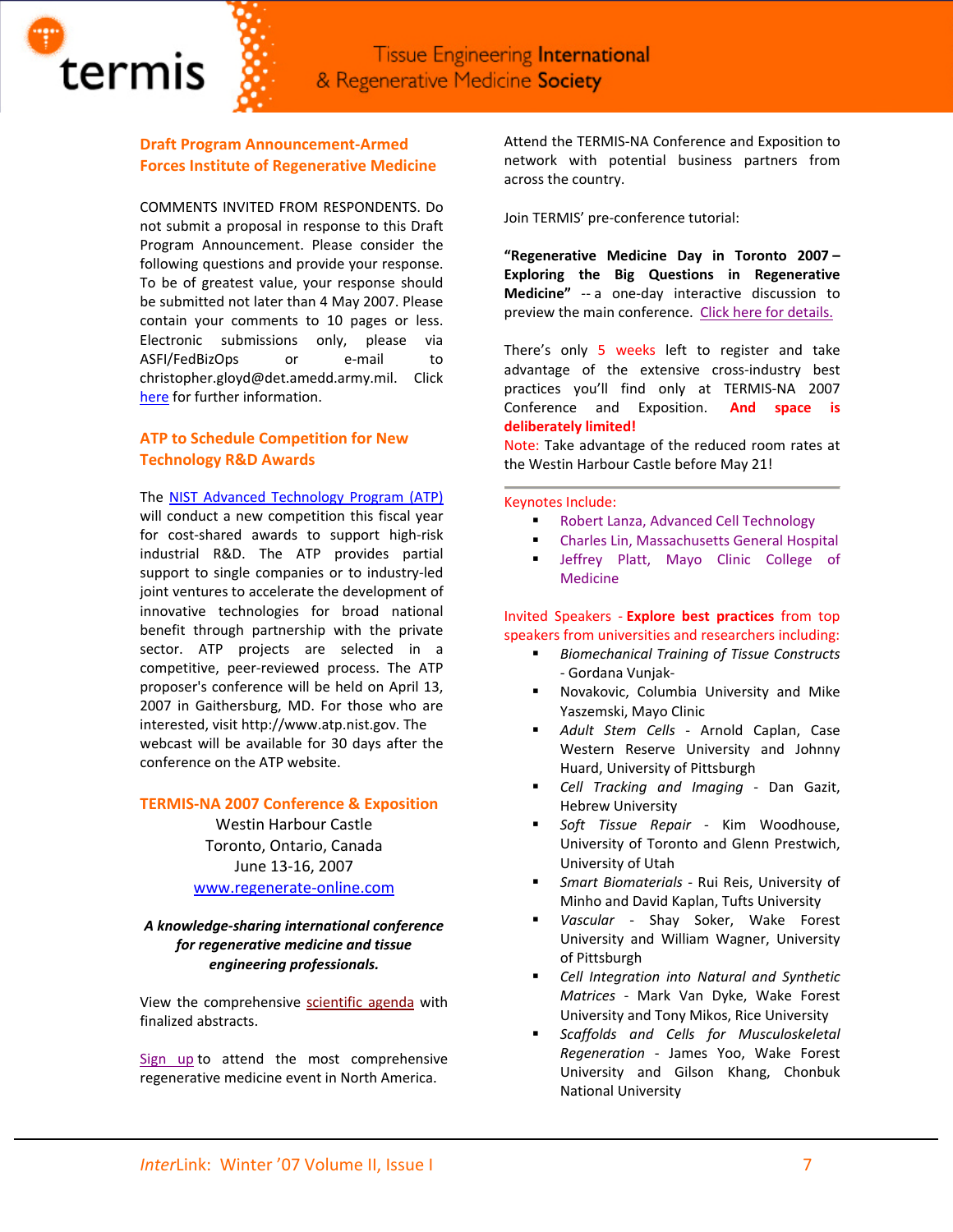## Draft Program Announcement-Armed Forces Institute of Regenerative Medicine

COMMENTS INVITED FROM RESPONDENTS. Do not submit a proposal in response to this Draft Program Announcement. Please consider the following questions and provide your response. To be of greatest value, your response should be submitted not later than 4 May 2007. Please contain your comments to 10 pages or less. Electronic submissions only, please via ASFI/FedBizOps or e-mail to christopher.gloyd@det.amedd.army.mil. Click here for further information.

## ATP to Schedule Competition for New Technology R&D Awards

The NIST Advanced Technology Program (ATP) will conduct a new competition this fiscal year for cost-shared awards to support high-risk industrial R&D. The ATP provides partial support to single companies or to industry-led joint ventures to accelerate the development of innovative technologies for broad national benefit through partnership with the private sector. ATP projects are selected in a competitive, peer-reviewed process. The ATP proposer's conference will be held on April 13, 2007 in Gaithersburg, MD. For those who are interested, visit http://www.atp.nist.gov. The webcast will be available for 30 days after the conference on the ATP website.

## TERMIS-NA 2007 Conference & Exposition

Westin Harbour Castle
Toronto, Ontario, Canada
June 13-16, 2007
www.regenerate-online.com

***A knowledge-sharing international conference for regenerative medicine and tissue engineering professionals.***

View the comprehensive scientific agenda with finalized abstracts.

Sign up to attend the most comprehensive regenerative medicine event in North America.

Attend the TERMIS-NA Conference and Exposition to network with potential business partners from across the country.

Join TERMIS' pre-conference tutorial:

**"Regenerative Medicine Day in Toronto 2007 – Exploring the Big Questions in Regenerative Medicine"** -- a one-day interactive discussion to preview the main conference. Click here for details.

There's only 5 weeks left to register and take advantage of the extensive cross-industry best practices you'll find only at TERMIS-NA 2007 Conference and Exposition. **And space is deliberately limited!**

Note: Take advantage of the reduced room rates at the Westin Harbour Castle before May 21!

---

Keynotes Include:

- Robert Lanza, Advanced Cell Technology
- Charles Lin, Massachusetts General Hospital
- Jeffrey Platt, Mayo Clinic College of Medicine

Invited Speakers - **Explore best practices** from top speakers from universities and researchers including:

- *Biomechanical Training of Tissue Constructs* - Gordana Vunjak-Novakovic, Columbia University and Mike Yaszemski, Mayo Clinic
- *Adult Stem Cells* - Arnold Caplan, Case Western Reserve University and Johnny Huard, University of Pittsburgh
- *Cell Tracking and Imaging* - Dan Gazit, Hebrew University
- *Soft Tissue Repair* - Kim Woodhouse, University of Toronto and Glenn Prestwich, University of Utah
- *Smart Biomaterials* - Rui Reis, University of Minho and David Kaplan, Tufts University
- *Vascular* - Shay Soker, Wake Forest University and William Wagner, University of Pittsburgh
- *Cell Integration into Natural and Synthetic Matrices* - Mark Van Dyke, Wake Forest University and Tony Mikos, Rice University
- *Scaffolds and Cells for Musculoskeletal Regeneration* - James Yoo, Wake Forest University and Gilson Khang, Chonbuk National University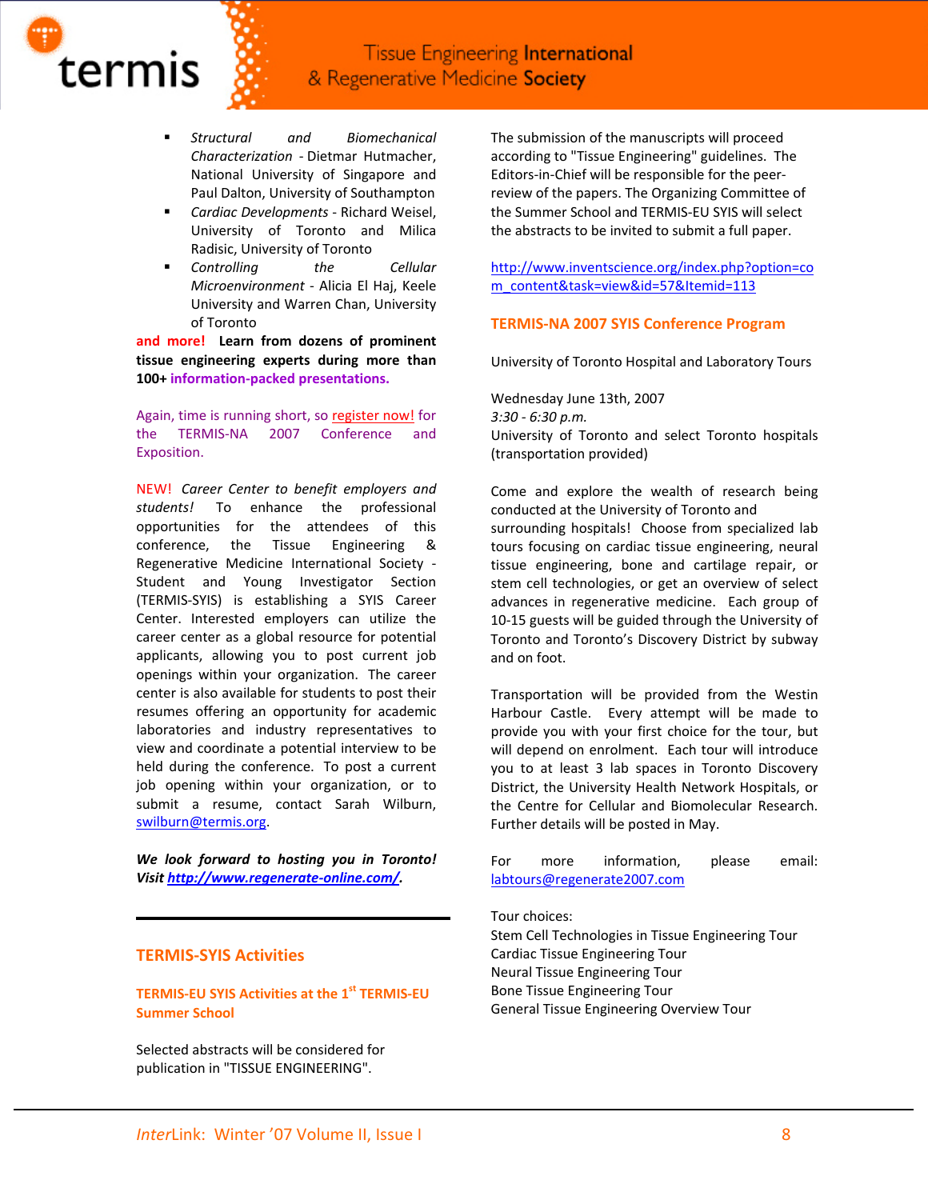- *Structural and Biomechanical Characterization* - Dietmar Hutmacher, National University of Singapore and Paul Dalton, University of Southampton
- *Cardiac Developments* - Richard Weisel, University of Toronto and Milica Radisic, University of Toronto
- *Controlling the Cellular Microenvironment* - Alicia El Haj, Keele University and Warren Chan, University of Toronto

**and more! Learn from dozens of prominent tissue engineering experts during more than 100+ information-packed presentations.**

Again, time is running short, so register now! for the TERMIS-NA 2007 Conference and Exposition.

NEW! *Career Center to benefit employers and students!* To enhance the professional opportunities for the attendees of this conference, the Tissue Engineering & Regenerative Medicine International Society - Student and Young Investigator Section (TERMIS-SYIS) is establishing a SYIS Career Center. Interested employers can utilize the career center as a global resource for potential applicants, allowing you to post current job openings within your organization. The career center is also available for students to post their resumes offering an opportunity for academic laboratories and industry representatives to view and coordinate a potential interview to be held during the conference. To post a current job opening within your organization, or to submit a resume, contact Sarah Wilburn, swilburn@termis.org.

***We look forward to hosting you in Toronto! Visit http://www.regenerate-online.com/.***

---

## TERMIS-SYIS Activities

### TERMIS-EU SYIS Activities at the 1st TERMIS-EU Summer School

Selected abstracts will be considered for publication in "TISSUE ENGINEERING".

The submission of the manuscripts will proceed according to "Tissue Engineering" guidelines. The Editors-in-Chief will be responsible for the peer-review of the papers. The Organizing Committee of the Summer School and TERMIS-EU SYIS will select the abstracts to be invited to submit a full paper.

http://www.inventscience.org/index.php?option=com_content&task=view&id=57&Itemid=113

### TERMIS-NA 2007 SYIS Conference Program

University of Toronto Hospital and Laboratory Tours

Wednesday June 13th, 2007
*3:30 - 6:30 p.m.*
University of Toronto and select Toronto hospitals (transportation provided)

Come and explore the wealth of research being conducted at the University of Toronto and surrounding hospitals! Choose from specialized lab tours focusing on cardiac tissue engineering, neural tissue engineering, bone and cartilage repair, or stem cell technologies, or get an overview of select advances in regenerative medicine. Each group of 10-15 guests will be guided through the University of Toronto and Toronto's Discovery District by subway and on foot.

Transportation will be provided from the Westin Harbour Castle. Every attempt will be made to provide you with your first choice for the tour, but will depend on enrolment. Each tour will introduce you to at least 3 lab spaces in Toronto Discovery District, the University Health Network Hospitals, or the Centre for Cellular and Biomolecular Research. Further details will be posted in May.

For more information, please email: labtours@regenerate2007.com

Tour choices:
Stem Cell Technologies in Tissue Engineering Tour
Cardiac Tissue Engineering Tour
Neural Tissue Engineering Tour
Bone Tissue Engineering Tour
General Tissue Engineering Overview Tour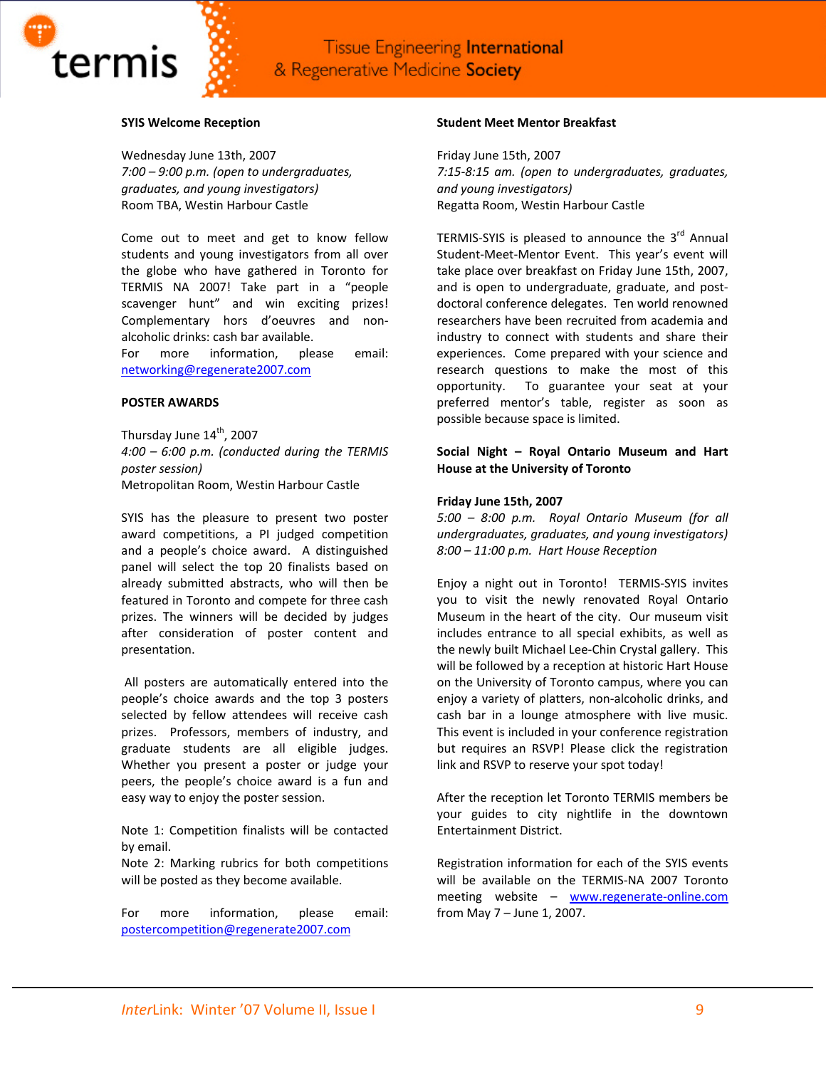**SYIS Welcome Reception**

Wednesday June 13th, 2007
*7:00 – 9:00 p.m. (open to undergraduates, graduates, and young investigators)*
Room TBA, Westin Harbour Castle

Come out to meet and get to know fellow students and young investigators from all over the globe who have gathered in Toronto for TERMIS NA 2007! Take part in a "people scavenger hunt" and win exciting prizes! Complementary hors d'oeuvres and non-alcoholic drinks: cash bar available.
For more information, please email: networking@regenerate2007.com

**POSTER AWARDS**

Thursday June 14th, 2007
*4:00 – 6:00 p.m. (conducted during the TERMIS poster session)*
Metropolitan Room, Westin Harbour Castle

SYIS has the pleasure to present two poster award competitions, a PI judged competition and a people's choice award. A distinguished panel will select the top 20 finalists based on already submitted abstracts, who will then be featured in Toronto and compete for three cash prizes. The winners will be decided by judges after consideration of poster content and presentation.

All posters are automatically entered into the people's choice awards and the top 3 posters selected by fellow attendees will receive cash prizes. Professors, members of industry, and graduate students are all eligible judges. Whether you present a poster or judge your peers, the people's choice award is a fun and easy way to enjoy the poster session.

Note 1: Competition finalists will be contacted by email.
Note 2: Marking rubrics for both competitions will be posted as they become available.

For more information, please email: postercompetition@regenerate2007.com

**Student Meet Mentor Breakfast**

Friday June 15th, 2007
*7:15-8:15 am. (open to undergraduates, graduates, and young investigators)*
Regatta Room, Westin Harbour Castle

TERMIS-SYIS is pleased to announce the 3rd Annual Student-Meet-Mentor Event. This year's event will take place over breakfast on Friday June 15th, 2007, and is open to undergraduate, graduate, and post-doctoral conference delegates. Ten world renowned researchers have been recruited from academia and industry to connect with students and share their experiences. Come prepared with your science and research questions to make the most of this opportunity. To guarantee your seat at your preferred mentor's table, register as soon as possible because space is limited.

**Social Night – Royal Ontario Museum and Hart House at the University of Toronto**

**Friday June 15th, 2007**
*5:00 – 8:00 p.m. Royal Ontario Museum (for all undergraduates, graduates, and young investigators)*
*8:00 – 11:00 p.m. Hart House Reception*

Enjoy a night out in Toronto! TERMIS-SYIS invites you to visit the newly renovated Royal Ontario Museum in the heart of the city. Our museum visit includes entrance to all special exhibits, as well as the newly built Michael Lee-Chin Crystal gallery. This will be followed by a reception at historic Hart House on the University of Toronto campus, where you can enjoy a variety of platters, non-alcoholic drinks, and cash bar in a lounge atmosphere with live music. This event is included in your conference registration but requires an RSVP! Please click the registration link and RSVP to reserve your spot today!

After the reception let Toronto TERMIS members be your guides to city nightlife in the downtown Entertainment District.

Registration information for each of the SYIS events will be available on the TERMIS-NA 2007 Toronto meeting website – www.regenerate-online.com from May 7 – June 1, 2007.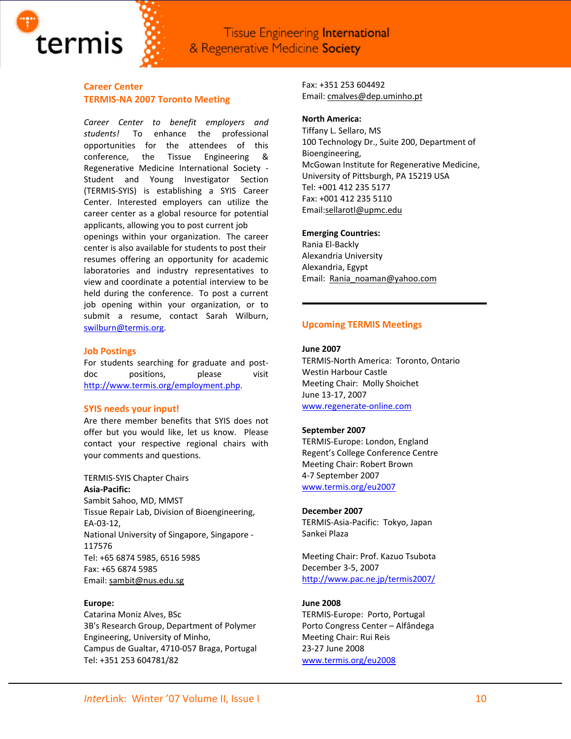## Career Center

## TERMIS-NA 2007 Toronto Meeting

*Career Center to benefit employers and students!* To enhance the professional opportunities for the attendees of this conference, the Tissue Engineering & Regenerative Medicine International Society - Student and Young Investigator Section (TERMIS-SYIS) is establishing a SYIS Career Center. Interested employers can utilize the career center as a global resource for potential applicants, allowing you to post current job openings within your organization. The career center is also available for students to post their resumes offering an opportunity for academic laboratories and industry representatives to view and coordinate a potential interview to be held during the conference. To post a current job opening within your organization, or to submit a resume, contact Sarah Wilburn, swilburn@termis.org.

## Job Postings

For students searching for graduate and post-doc positions, please visit http://www.termis.org/employment.php.

## SYIS needs your input!

Are there member benefits that SYIS does not offer but you would like, let us know. Please contact your respective regional chairs with your comments and questions.

TERMIS-SYIS Chapter Chairs

**Asia-Pacific:**
Sambit Sahoo, MD, MMST
Tissue Repair Lab, Division of Bioengineering, EA-03-12,
National University of Singapore, Singapore - 117576
Tel: +65 6874 5985, 6516 5985
Fax: +65 6874 5985
Email: sambit@nus.edu.sg

**Europe:**
Catarina Moniz Alves, BSc
3B's Research Group, Department of Polymer Engineering, University of Minho,
Campus de Gualtar, 4710-057 Braga, Portugal
Tel: +351 253 604781/82
Fax: +351 253 604492
Email: cmalves@dep.uminho.pt

**North America:**
Tiffany L. Sellaro, MS
100 Technology Dr., Suite 200, Department of Bioengineering,
McGowan Institute for Regenerative Medicine,
University of Pittsburgh, PA 15219 USA
Tel: +001 412 235 5177
Fax: +001 412 235 5110
Email:sellarotl@upmc.edu

**Emerging Countries:**
Rania El-Backly
Alexandria University
Alexandria, Egypt
Email: Rania_noaman@yahoo.com

---

## Upcoming TERMIS Meetings

**June 2007**
TERMIS-North America: Toronto, Ontario
Westin Harbour Castle
Meeting Chair: Molly Shoichet
June 13-17, 2007
www.regenerate-online.com

**September 2007**
TERMIS-Europe: London, England
Regent's College Conference Centre
Meeting Chair: Robert Brown
4-7 September 2007
www.termis.org/eu2007

**December 2007**
TERMIS-Asia-Pacific: Tokyo, Japan
Sankei Plaza

Meeting Chair: Prof. Kazuo Tsubota
December 3-5, 2007
http://www.pac.ne.jp/termis2007/

**June 2008**
TERMIS-Europe: Porto, Portugal
Porto Congress Center – Alfândega
Meeting Chair: Rui Reis
23-27 June 2008
www.termis.org/eu2008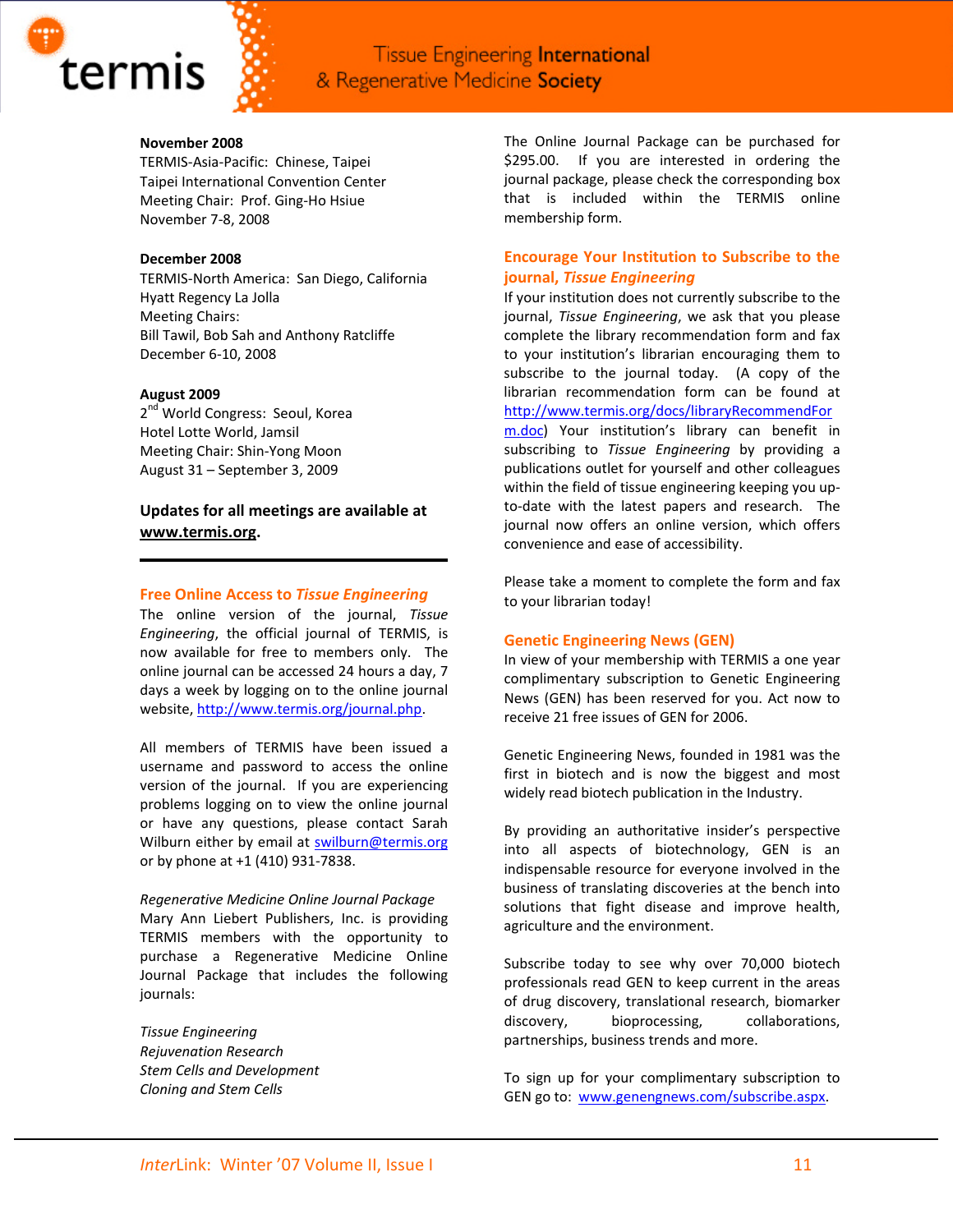**November 2008**
TERMIS-Asia-Pacific: Chinese, Taipei
Taipei International Convention Center
Meeting Chair: Prof. Ging-Ho Hsiue
November 7-8, 2008

**December 2008**
TERMIS-North America: San Diego, California
Hyatt Regency La Jolla
Meeting Chairs:
Bill Tawil, Bob Sah and Anthony Ratcliffe
December 6-10, 2008

**August 2009**
2nd World Congress: Seoul, Korea
Hotel Lotte World, Jamsil
Meeting Chair: Shin-Yong Moon
August 31 – September 3, 2009

**Updates for all meetings are available at www.termis.org.**

---

## Free Online Access to *Tissue Engineering*

The online version of the journal, *Tissue Engineering*, the official journal of TERMIS, is now available for free to members only. The online journal can be accessed 24 hours a day, 7 days a week by logging on to the online journal website, http://www.termis.org/journal.php.

All members of TERMIS have been issued a username and password to access the online version of the journal. If you are experiencing problems logging on to view the online journal or have any questions, please contact Sarah Wilburn either by email at swilburn@termis.org or by phone at +1 (410) 931-7838.

*Regenerative Medicine Online Journal Package*
Mary Ann Liebert Publishers, Inc. is providing TERMIS members with the opportunity to purchase a Regenerative Medicine Online Journal Package that includes the following journals:

*Tissue Engineering*
*Rejuvenation Research*
*Stem Cells and Development*
*Cloning and Stem Cells*

The Online Journal Package can be purchased for $295.00. If you are interested in ordering the journal package, please check the corresponding box that is included within the TERMIS online membership form.

## Encourage Your Institution to Subscribe to the journal, *Tissue Engineering*

If your institution does not currently subscribe to the journal, *Tissue Engineering*, we ask that you please complete the library recommendation form and fax to your institution's librarian encouraging them to subscribe to the journal today. (A copy of the librarian recommendation form can be found at http://www.termis.org/docs/libraryRecommendForm.doc) Your institution's library can benefit in subscribing to *Tissue Engineering* by providing a publications outlet for yourself and other colleagues within the field of tissue engineering keeping you up-to-date with the latest papers and research. The journal now offers an online version, which offers convenience and ease of accessibility.

Please take a moment to complete the form and fax to your librarian today!

## Genetic Engineering News (GEN)

In view of your membership with TERMIS a one year complimentary subscription to Genetic Engineering News (GEN) has been reserved for you. Act now to receive 21 free issues of GEN for 2006.

Genetic Engineering News, founded in 1981 was the first in biotech and is now the biggest and most widely read biotech publication in the Industry.

By providing an authoritative insider's perspective into all aspects of biotechnology, GEN is an indispensable resource for everyone involved in the business of translating discoveries at the bench into solutions that fight disease and improve health, agriculture and the environment.

Subscribe today to see why over 70,000 biotech professionals read GEN to keep current in the areas of drug discovery, translational research, biomarker discovery, bioprocessing, collaborations, partnerships, business trends and more.

To sign up for your complimentary subscription to GEN go to: www.genengnews.com/subscribe.aspx.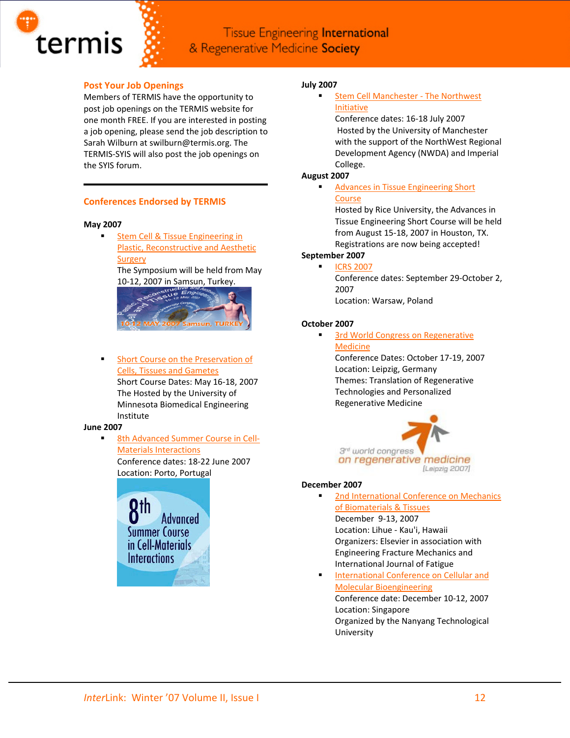## Post Your Job Openings

Members of TERMIS have the opportunity to post job openings on the TERMIS website for one month FREE. If you are interested in posting a job opening, please send the job description to Sarah Wilburn at swilburn@termis.org. The TERMIS-SYIS will also post the job openings on the SYIS forum.

---

## Conferences Endorsed by TERMIS

**May 2007**

- Stem Cell & Tissue Engineering in Plastic, Reconstructive and Aesthetic Surgery
  The Symposium will be held from May 10-12, 2007 in Samsun, Turkey.

- Short Course on the Preservation of Cells, Tissues and Gametes
  Short Course Dates: May 16-18, 2007
  The Hosted by the University of Minnesota Biomedical Engineering Institute

**June 2007**

- 8th Advanced Summer Course in Cell-Materials Interactions
  Conference dates: 18-22 June 2007
  Location: Porto, Portugal

**July 2007**

- Stem Cell Manchester - The Northwest Initiative
  Conference dates: 16-18 July 2007
  Hosted by the University of Manchester with the support of the NorthWest Regional Development Agency (NWDA) and Imperial College.

**August 2007**

- Advances in Tissue Engineering Short Course
  Hosted by Rice University, the Advances in Tissue Engineering Short Course will be held from August 15-18, 2007 in Houston, TX. Registrations are now being accepted!

**September 2007**

- ICRS 2007
  Conference dates: September 29-October 2, 2007
  Location: Warsaw, Poland

**October 2007**

- 3rd World Congress on Regenerative Medicine
  Conference Dates: October 17-19, 2007
  Location: Leipzig, Germany
  Themes: Translation of Regenerative Technologies and Personalized Regenerative Medicine

**December 2007**

- 2nd International Conference on Mechanics of Biomaterials & Tissues
  December 9-13, 2007
  Location: Lihue - Kau'i, Hawaii
  Organizers: Elsevier in association with Engineering Fracture Mechanics and International Journal of Fatigue

- International Conference on Cellular and Molecular Bioengineering
  Conference date: December 10-12, 2007
  Location: Singapore
  Organized by the Nanyang Technological University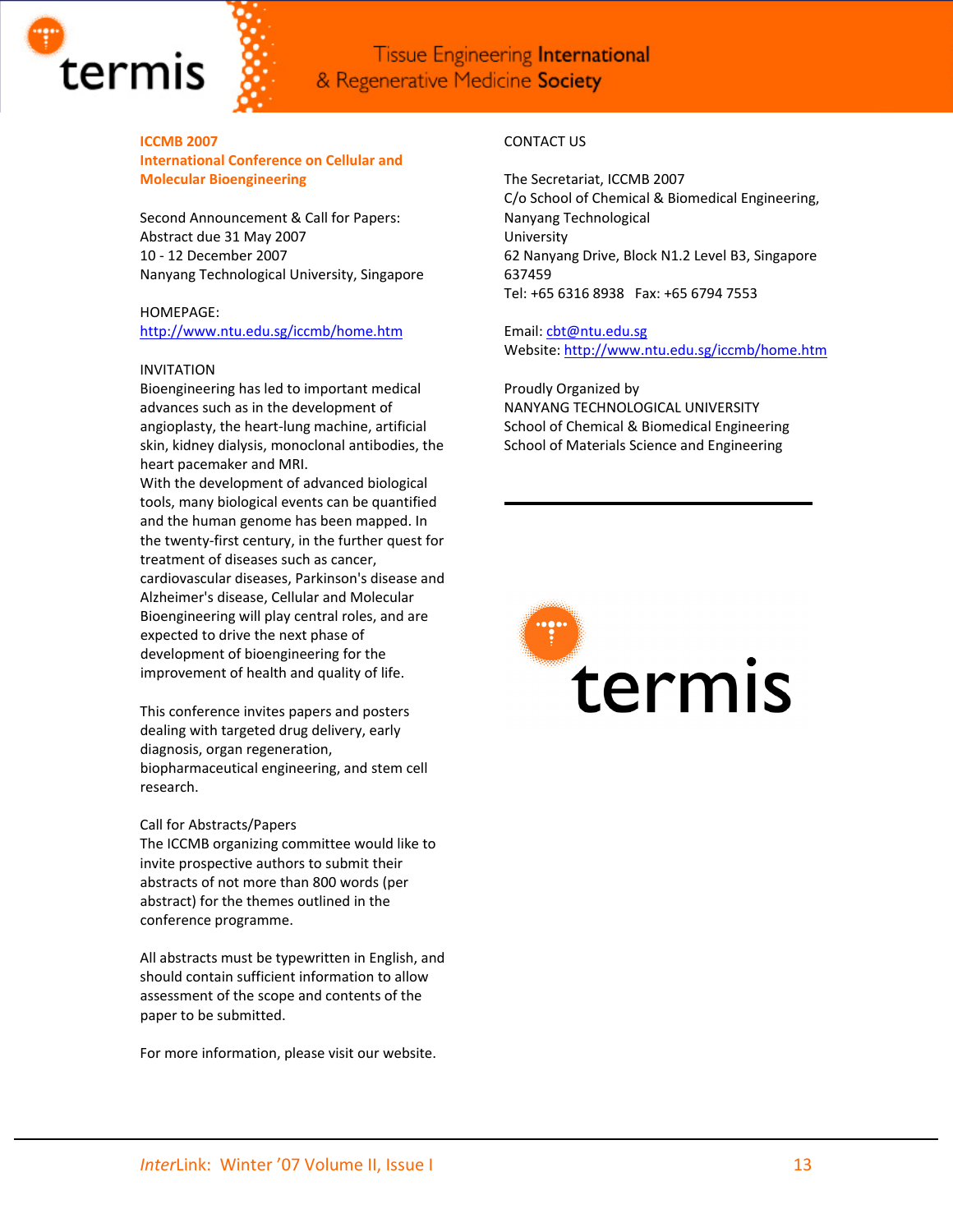## ICCMB 2007
## International Conference on Cellular and Molecular Bioengineering

Second Announcement & Call for Papers:
Abstract due 31 May 2007
10 - 12 December 2007
Nanyang Technological University, Singapore

HOMEPAGE:
http://www.ntu.edu.sg/iccmb/home.htm

INVITATION

Bioengineering has led to important medical advances such as in the development of angioplasty, the heart-lung machine, artificial skin, kidney dialysis, monoclonal antibodies, the heart pacemaker and MRI.
With the development of advanced biological tools, many biological events can be quantified and the human genome has been mapped. In the twenty-first century, in the further quest for treatment of diseases such as cancer, cardiovascular diseases, Parkinson's disease and Alzheimer's disease, Cellular and Molecular Bioengineering will play central roles, and are expected to drive the next phase of development of bioengineering for the improvement of health and quality of life.

This conference invites papers and posters dealing with targeted drug delivery, early diagnosis, organ regeneration, biopharmaceutical engineering, and stem cell research.

Call for Abstracts/Papers
The ICCMB organizing committee would like to invite prospective authors to submit their abstracts of not more than 800 words (per abstract) for the themes outlined in the conference programme.

All abstracts must be typewritten in English, and should contain sufficient information to allow assessment of the scope and contents of the paper to be submitted.

For more information, please visit our website.

CONTACT US

The Secretariat, ICCMB 2007
C/o School of Chemical & Biomedical Engineering,
Nanyang Technological
University
62 Nanyang Drive, Block N1.2 Level B3, Singapore 637459
Tel: +65 6316 8938   Fax: +65 6794 7553

Email: cbt@ntu.edu.sg
Website: http://www.ntu.edu.sg/iccmb/home.htm

Proudly Organized by
NANYANG TECHNOLOGICAL UNIVERSITY
School of Chemical & Biomedical Engineering
School of Materials Science and Engineering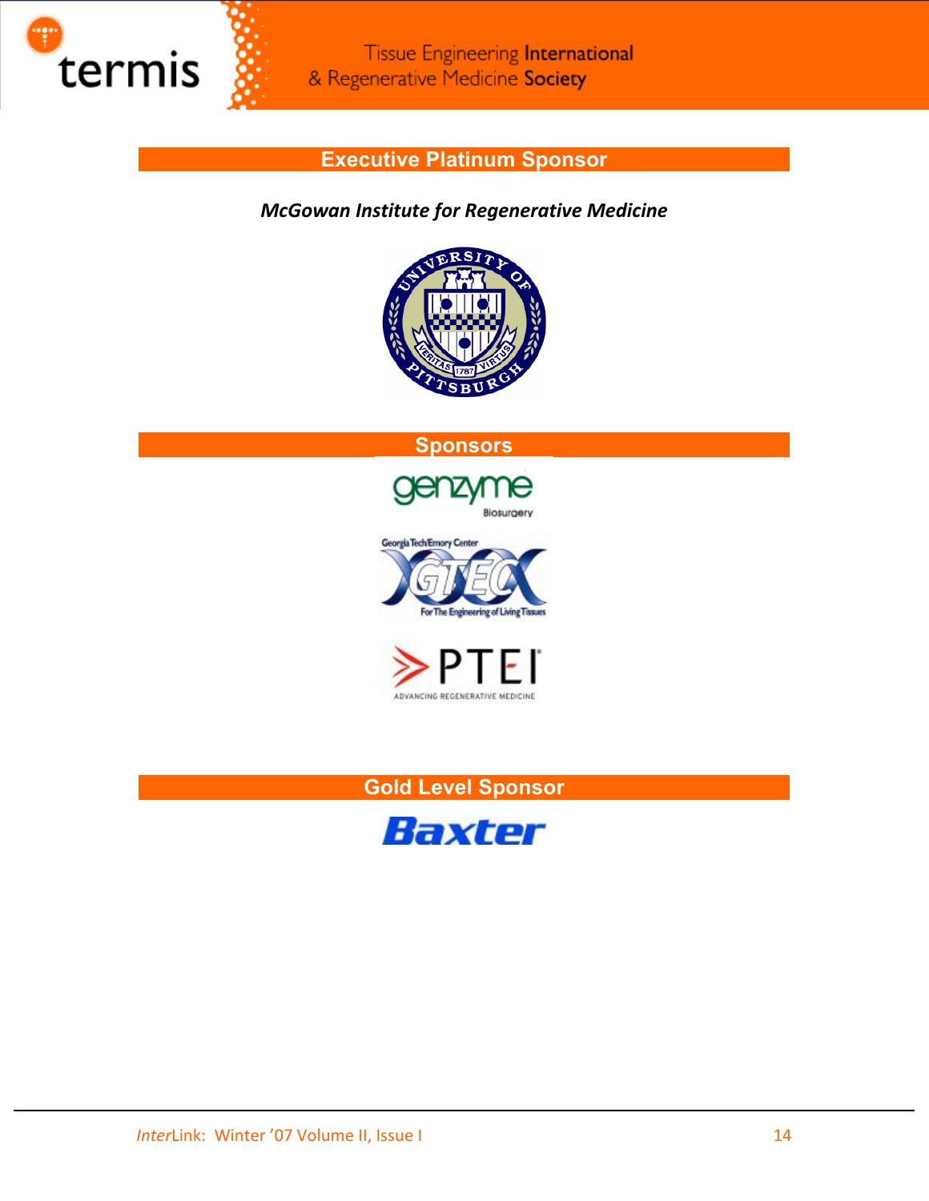## Executive Platinum Sponsor

***McGowan Institute for Regenerative Medicine***

## Sponsors

## Gold Level Sponsor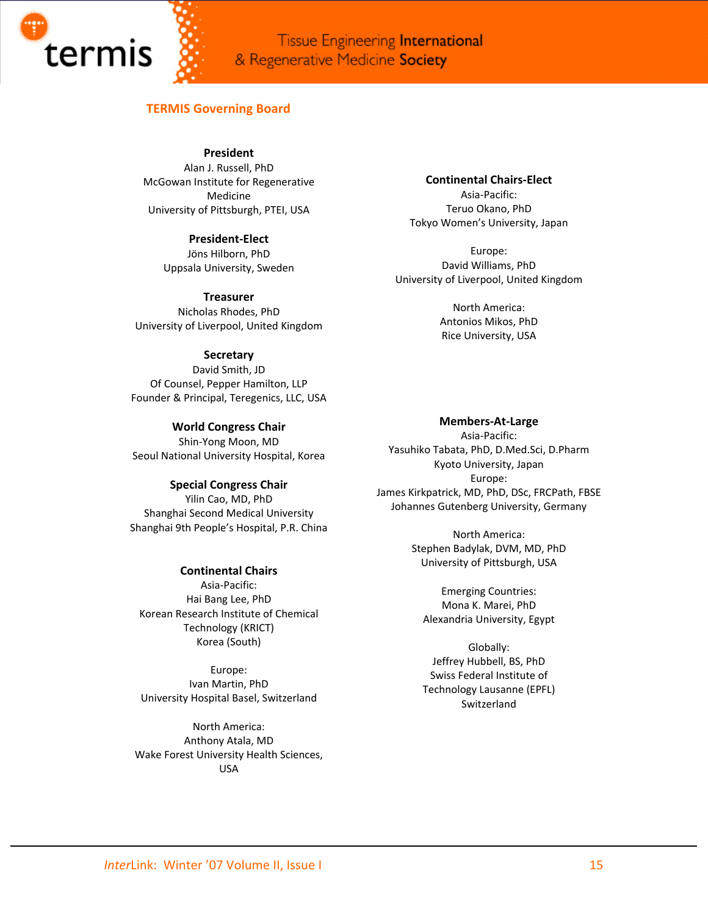## TERMIS Governing Board

**President**
Alan J. Russell, PhD
McGowan Institute for Regenerative Medicine
University of Pittsburgh, PTEI, USA

**President-Elect**
Jöns Hilborn, PhD
Uppsala University, Sweden

**Treasurer**
Nicholas Rhodes, PhD
University of Liverpool, United Kingdom

**Secretary**
David Smith, JD
Of Counsel, Pepper Hamilton, LLP
Founder & Principal, Teregenics, LLC, USA

**World Congress Chair**
Shin-Yong Moon, MD
Seoul National University Hospital, Korea

**Special Congress Chair**
Yilin Cao, MD, PhD
Shanghai Second Medical University
Shanghai 9th People's Hospital, P.R. China

**Continental Chairs**
Asia-Pacific:
Hai Bang Lee, PhD
Korean Research Institute of Chemical Technology (KRICT)
Korea (South)

Europe:
Ivan Martin, PhD
University Hospital Basel, Switzerland

North America:
Anthony Atala, MD
Wake Forest University Health Sciences, USA

**Continental Chairs-Elect**
Asia-Pacific:
Teruo Okano, PhD
Tokyo Women's University, Japan

Europe:
David Williams, PhD
University of Liverpool, United Kingdom

North America:
Antonios Mikos, PhD
Rice University, USA

**Members-At-Large**
Asia-Pacific:
Yasuhiko Tabata, PhD, D.Med.Sci, D.Pharm
Kyoto University, Japan
Europe:
James Kirkpatrick, MD, PhD, DSc, FRCPath, FBSE
Johannes Gutenberg University, Germany

North America:
Stephen Badylak, DVM, MD, PhD
University of Pittsburgh, USA

Emerging Countries:
Mona K. Marei, PhD
Alexandria University, Egypt

Globally:
Jeffrey Hubbell, BS, PhD
Swiss Federal Institute of Technology Lausanne (EPFL)
Switzerland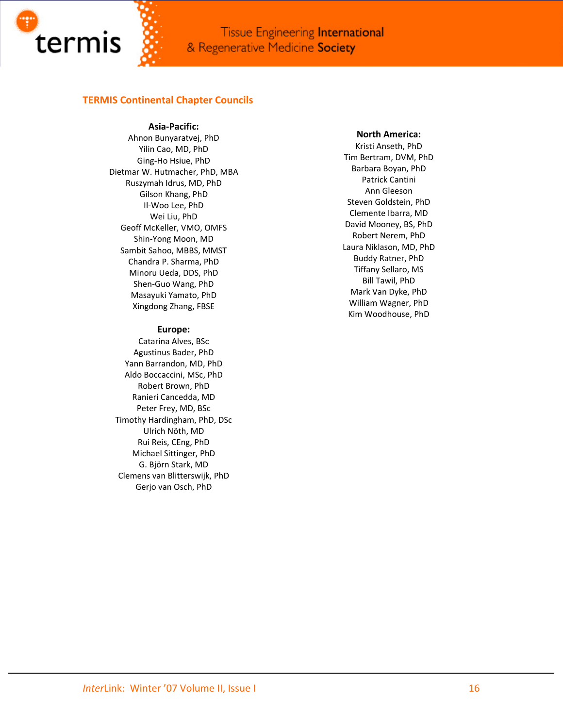## TERMIS Continental Chapter Councils

**Asia-Pacific:**

Ahnon Bunyaratvej, PhD
Yilin Cao, MD, PhD
Ging-Ho Hsiue, PhD
Dietmar W. Hutmacher, PhD, MBA
Ruszymah Idrus, MD, PhD
Gilson Khang, PhD
Il-Woo Lee, PhD
Wei Liu, PhD
Geoff McKeller, VMO, OMFS
Shin-Yong Moon, MD
Sambit Sahoo, MBBS, MMST
Chandra P. Sharma, PhD
Minoru Ueda, DDS, PhD
Shen-Guo Wang, PhD
Masayuki Yamato, PhD
Xingdong Zhang, FBSE

**Europe:**

Catarina Alves, BSc
Agustinus Bader, PhD
Yann Barrandon, MD, PhD
Aldo Boccaccini, MSc, PhD
Robert Brown, PhD
Ranieri Cancedda, MD
Peter Frey, MD, BSc
Timothy Hardingham, PhD, DSc
Ulrich Nöth, MD
Rui Reis, CEng, PhD
Michael Sittinger, PhD
G. Björn Stark, MD
Clemens van Blitterswijk, PhD
Gerjo van Osch, PhD

**North America:**

Kristi Anseth, PhD
Tim Bertram, DVM, PhD
Barbara Boyan, PhD
Patrick Cantini
Ann Gleeson
Steven Goldstein, PhD
Clemente Ibarra, MD
David Mooney, BS, PhD
Robert Nerem, PhD
Laura Niklason, MD, PhD
Buddy Ratner, PhD
Tiffany Sellaro, MS
Bill Tawil, PhD
Mark Van Dyke, PhD
William Wagner, PhD
Kim Woodhouse, PhD